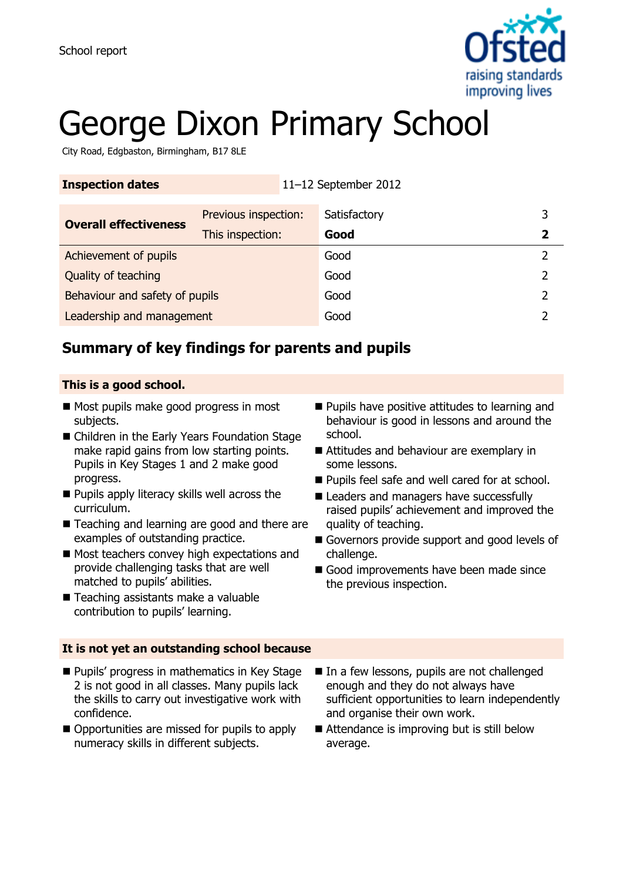School report

# George Dixon Primary School

City Road, Edgbaston, Birmingham, B17 8LE

| **Inspection dates** | 11–12 September 2012 | | |
|---|---|---|---|

| **Overall effectiveness** | Previous inspection: | Satisfactory | 3 |
|---|---|---|---|
| | This inspection: | **Good** | **2** |
| Achievement of pupils | | Good | 2 |
| Quality of teaching | | Good | 2 |
| Behaviour and safety of pupils | | Good | 2 |
| Leadership and management | | Good | 2 |

## Summary of key findings for parents and pupils

### This is a good school.

- Most pupils make good progress in most subjects.
- Children in the Early Years Foundation Stage make rapid gains from low starting points. Pupils in Key Stages 1 and 2 make good progress.
- Pupils apply literacy skills well across the curriculum.
- Teaching and learning are good and there are examples of outstanding practice.
- Most teachers convey high expectations and provide challenging tasks that are well matched to pupils' abilities.
- Teaching assistants make a valuable contribution to pupils' learning.
- Pupils have positive attitudes to learning and behaviour is good in lessons and around the school.
- Attitudes and behaviour are exemplary in some lessons.
- Pupils feel safe and well cared for at school.
- Leaders and managers have successfully raised pupils' achievement and improved the quality of teaching.
- Governors provide support and good levels of challenge.
- Good improvements have been made since the previous inspection.

### It is not yet an outstanding school because

- Pupils' progress in mathematics in Key Stage 2 is not good in all classes. Many pupils lack the skills to carry out investigative work with confidence.
- Opportunities are missed for pupils to apply numeracy skills in different subjects.
- In a few lessons, pupils are not challenged enough and they do not always have sufficient opportunities to learn independently and organise their own work.
- Attendance is improving but is still below average.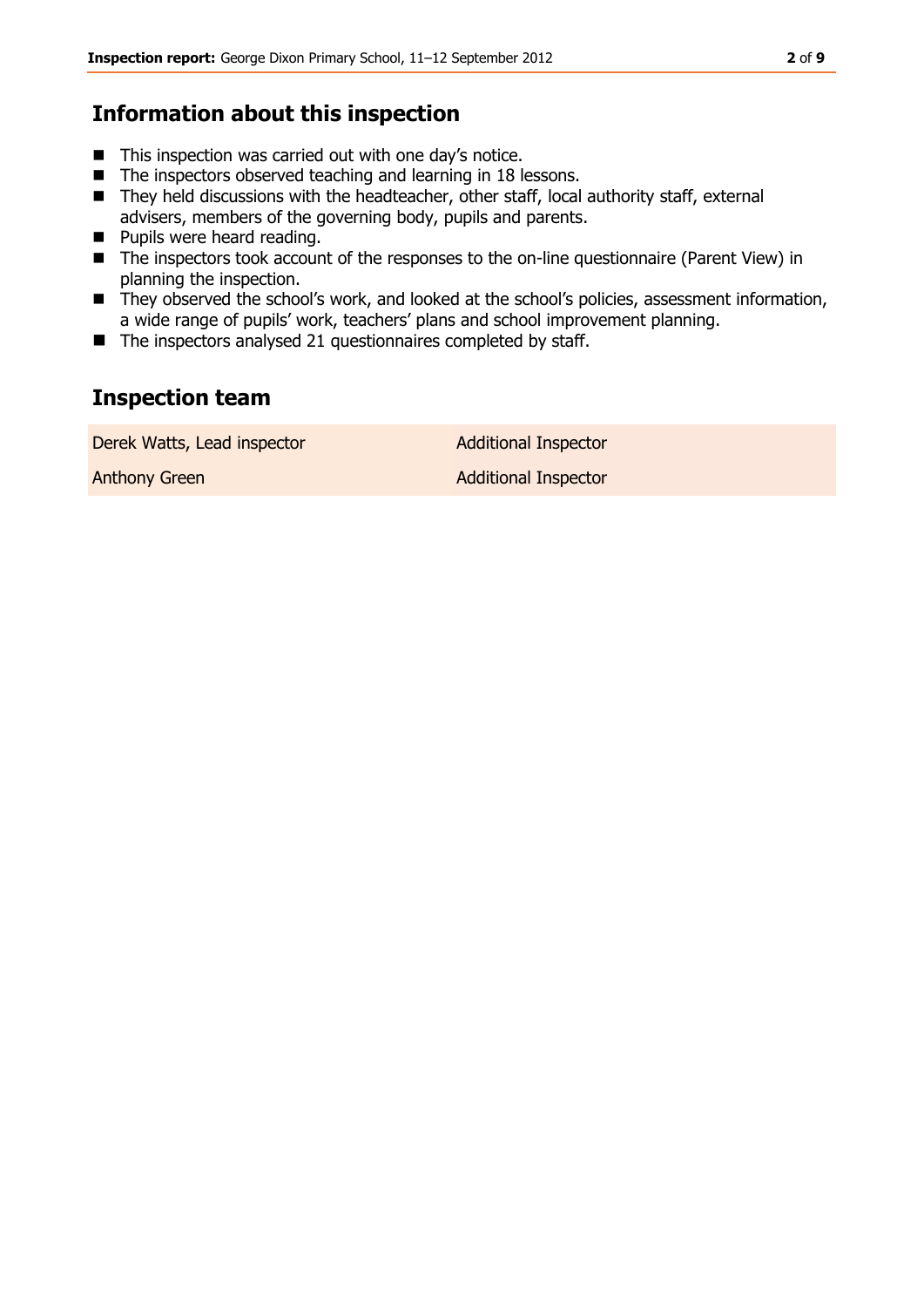## Information about this inspection

- This inspection was carried out with one day's notice.
- The inspectors observed teaching and learning in 18 lessons.
- They held discussions with the headteacher, other staff, local authority staff, external advisers, members of the governing body, pupils and parents.
- Pupils were heard reading.
- The inspectors took account of the responses to the on-line questionnaire (Parent View) in planning the inspection.
- They observed the school's work, and looked at the school's policies, assessment information, a wide range of pupils' work, teachers' plans and school improvement planning.
- The inspectors analysed 21 questionnaires completed by staff.

## Inspection team

| | |
|---|---|
| Derek Watts, Lead inspector | Additional Inspector |
| Anthony Green | Additional Inspector |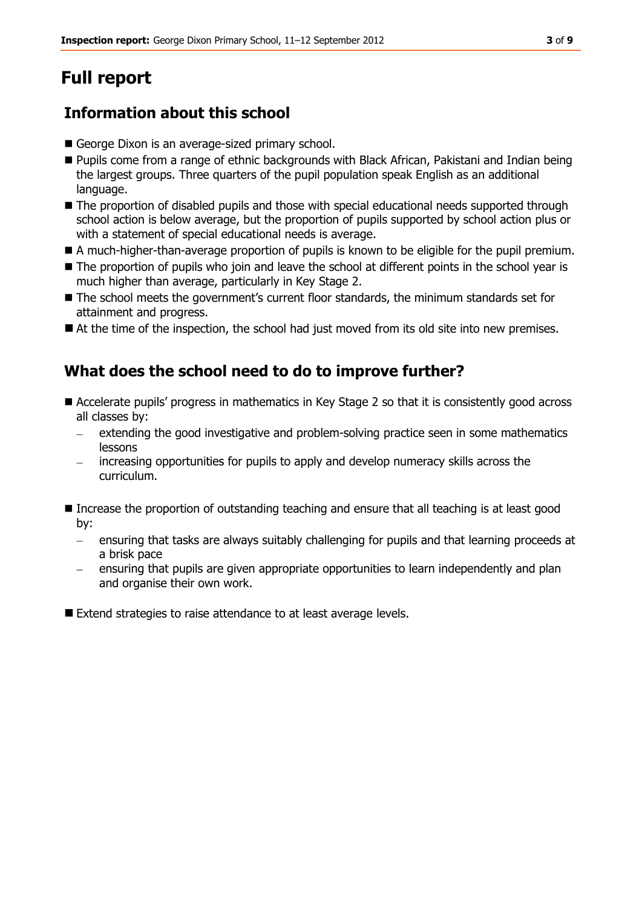# Full report

## Information about this school

- George Dixon is an average-sized primary school.
- Pupils come from a range of ethnic backgrounds with Black African, Pakistani and Indian being the largest groups. Three quarters of the pupil population speak English as an additional language.
- The proportion of disabled pupils and those with special educational needs supported through school action is below average, but the proportion of pupils supported by school action plus or with a statement of special educational needs is average.
- A much-higher-than-average proportion of pupils is known to be eligible for the pupil premium.
- The proportion of pupils who join and leave the school at different points in the school year is much higher than average, particularly in Key Stage 2.
- The school meets the government's current floor standards, the minimum standards set for attainment and progress.
- At the time of the inspection, the school had just moved from its old site into new premises.

## What does the school need to do to improve further?

- Accelerate pupils' progress in mathematics in Key Stage 2 so that it is consistently good across all classes by:
  - extending the good investigative and problem-solving practice seen in some mathematics lessons
  - increasing opportunities for pupils to apply and develop numeracy skills across the curriculum.
- Increase the proportion of outstanding teaching and ensure that all teaching is at least good by:
  - ensuring that tasks are always suitably challenging for pupils and that learning proceeds at a brisk pace
  - ensuring that pupils are given appropriate opportunities to learn independently and plan and organise their own work.
- Extend strategies to raise attendance to at least average levels.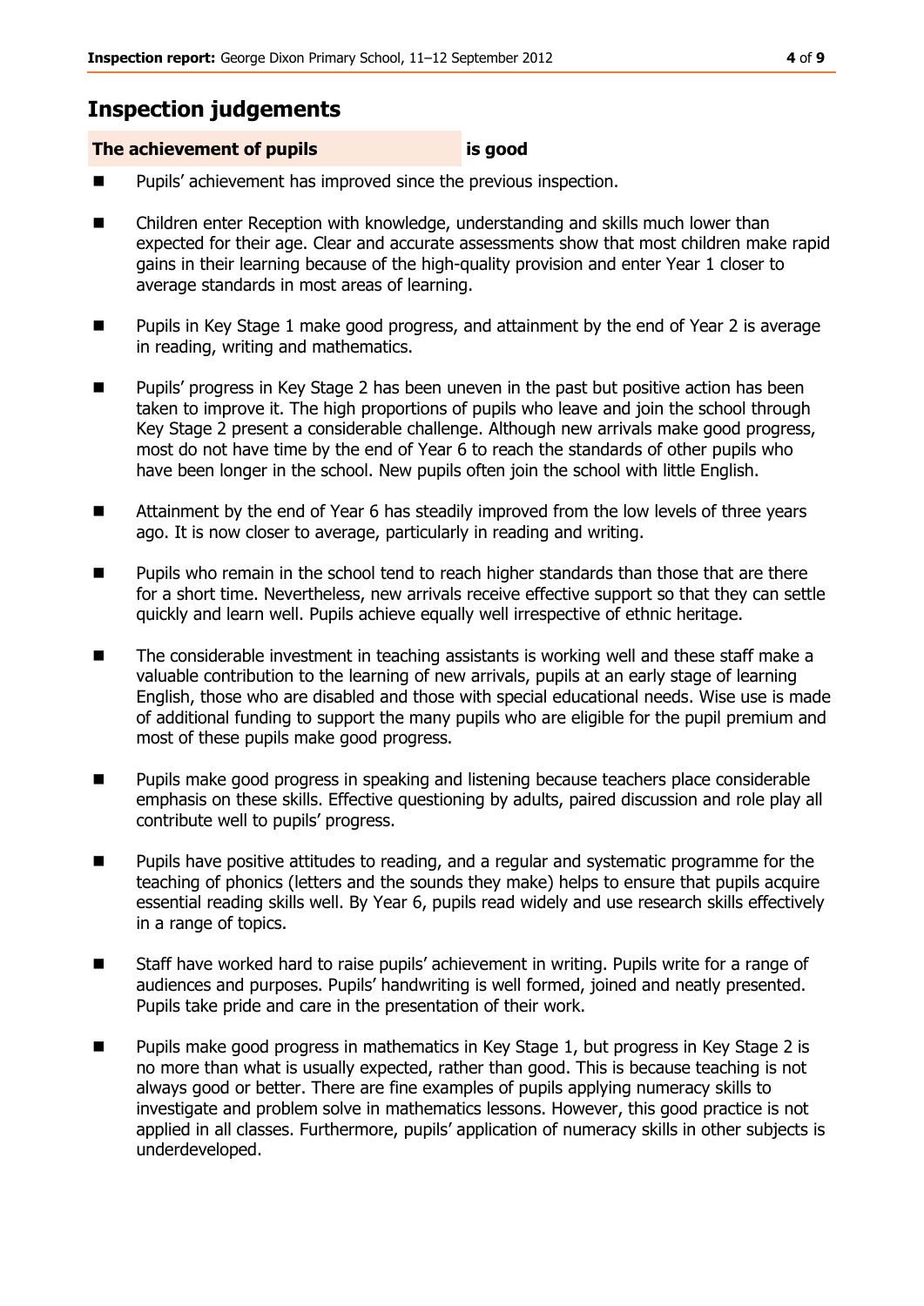## Inspection judgements

**The achievement of pupils** **is good**

- Pupils' achievement has improved since the previous inspection.
- Children enter Reception with knowledge, understanding and skills much lower than expected for their age. Clear and accurate assessments show that most children make rapid gains in their learning because of the high-quality provision and enter Year 1 closer to average standards in most areas of learning.
- Pupils in Key Stage 1 make good progress, and attainment by the end of Year 2 is average in reading, writing and mathematics.
- Pupils' progress in Key Stage 2 has been uneven in the past but positive action has been taken to improve it. The high proportions of pupils who leave and join the school through Key Stage 2 present a considerable challenge. Although new arrivals make good progress, most do not have time by the end of Year 6 to reach the standards of other pupils who have been longer in the school. New pupils often join the school with little English.
- Attainment by the end of Year 6 has steadily improved from the low levels of three years ago. It is now closer to average, particularly in reading and writing.
- Pupils who remain in the school tend to reach higher standards than those that are there for a short time. Nevertheless, new arrivals receive effective support so that they can settle quickly and learn well. Pupils achieve equally well irrespective of ethnic heritage.
- The considerable investment in teaching assistants is working well and these staff make a valuable contribution to the learning of new arrivals, pupils at an early stage of learning English, those who are disabled and those with special educational needs. Wise use is made of additional funding to support the many pupils who are eligible for the pupil premium and most of these pupils make good progress.
- Pupils make good progress in speaking and listening because teachers place considerable emphasis on these skills. Effective questioning by adults, paired discussion and role play all contribute well to pupils' progress.
- Pupils have positive attitudes to reading, and a regular and systematic programme for the teaching of phonics (letters and the sounds they make) helps to ensure that pupils acquire essential reading skills well. By Year 6, pupils read widely and use research skills effectively in a range of topics.
- Staff have worked hard to raise pupils' achievement in writing. Pupils write for a range of audiences and purposes. Pupils' handwriting is well formed, joined and neatly presented. Pupils take pride and care in the presentation of their work.
- Pupils make good progress in mathematics in Key Stage 1, but progress in Key Stage 2 is no more than what is usually expected, rather than good. This is because teaching is not always good or better. There are fine examples of pupils applying numeracy skills to investigate and problem solve in mathematics lessons. However, this good practice is not applied in all classes. Furthermore, pupils' application of numeracy skills in other subjects is underdeveloped.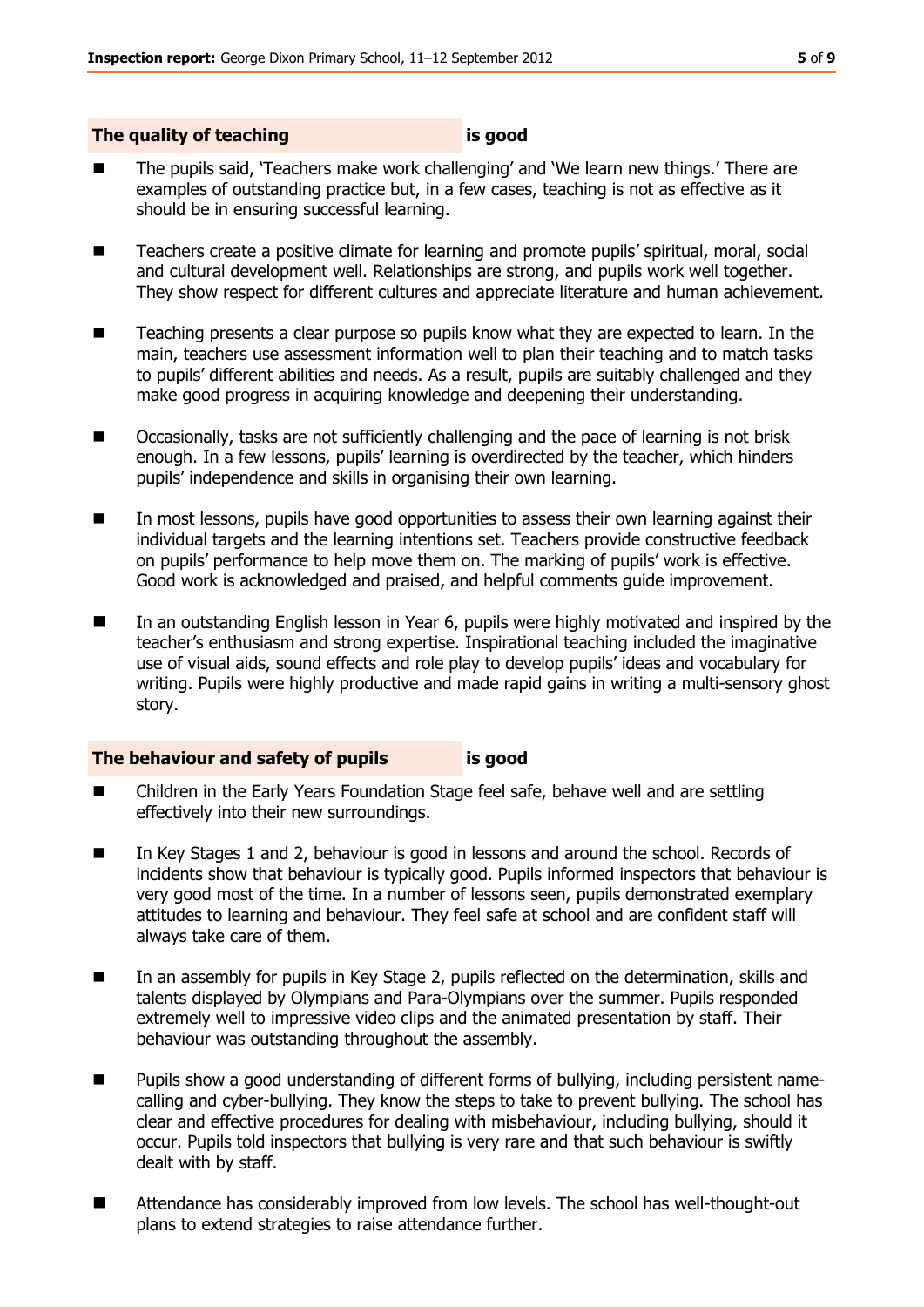## The quality of teaching is good

- The pupils said, 'Teachers make work challenging' and 'We learn new things.' There are examples of outstanding practice but, in a few cases, teaching is not as effective as it should be in ensuring successful learning.
- Teachers create a positive climate for learning and promote pupils' spiritual, moral, social and cultural development well. Relationships are strong, and pupils work well together. They show respect for different cultures and appreciate literature and human achievement.
- Teaching presents a clear purpose so pupils know what they are expected to learn. In the main, teachers use assessment information well to plan their teaching and to match tasks to pupils' different abilities and needs. As a result, pupils are suitably challenged and they make good progress in acquiring knowledge and deepening their understanding.
- Occasionally, tasks are not sufficiently challenging and the pace of learning is not brisk enough. In a few lessons, pupils' learning is overdirected by the teacher, which hinders pupils' independence and skills in organising their own learning.
- In most lessons, pupils have good opportunities to assess their own learning against their individual targets and the learning intentions set. Teachers provide constructive feedback on pupils' performance to help move them on. The marking of pupils' work is effective. Good work is acknowledged and praised, and helpful comments guide improvement.
- In an outstanding English lesson in Year 6, pupils were highly motivated and inspired by the teacher's enthusiasm and strong expertise. Inspirational teaching included the imaginative use of visual aids, sound effects and role play to develop pupils' ideas and vocabulary for writing. Pupils were highly productive and made rapid gains in writing a multi-sensory ghost story.

## The behaviour and safety of pupils is good

- Children in the Early Years Foundation Stage feel safe, behave well and are settling effectively into their new surroundings.
- In Key Stages 1 and 2, behaviour is good in lessons and around the school. Records of incidents show that behaviour is typically good. Pupils informed inspectors that behaviour is very good most of the time. In a number of lessons seen, pupils demonstrated exemplary attitudes to learning and behaviour. They feel safe at school and are confident staff will always take care of them.
- In an assembly for pupils in Key Stage 2, pupils reflected on the determination, skills and talents displayed by Olympians and Para-Olympians over the summer. Pupils responded extremely well to impressive video clips and the animated presentation by staff. Their behaviour was outstanding throughout the assembly.
- Pupils show a good understanding of different forms of bullying, including persistent name-calling and cyber-bullying. They know the steps to take to prevent bullying. The school has clear and effective procedures for dealing with misbehaviour, including bullying, should it occur. Pupils told inspectors that bullying is very rare and that such behaviour is swiftly dealt with by staff.
- Attendance has considerably improved from low levels. The school has well-thought-out plans to extend strategies to raise attendance further.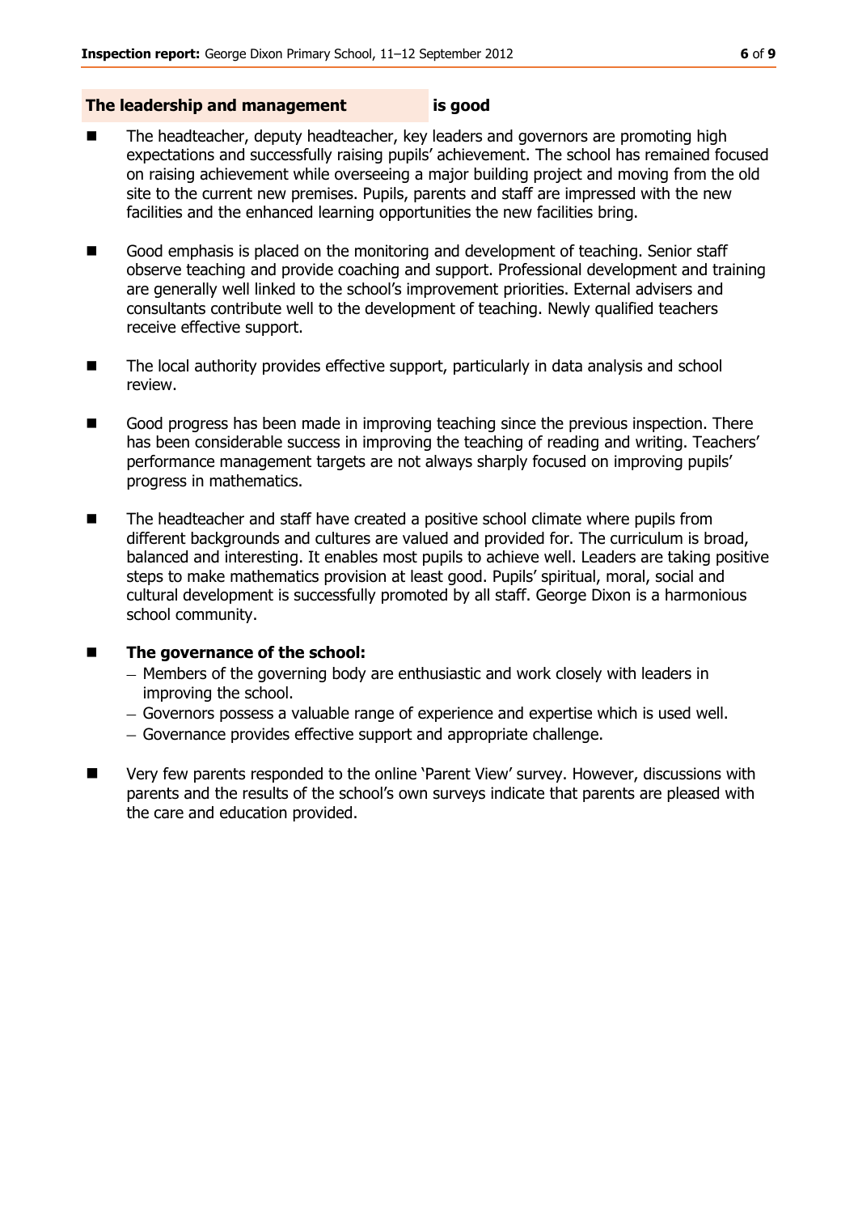## The leadership and management is good

- The headteacher, deputy headteacher, key leaders and governors are promoting high expectations and successfully raising pupils' achievement. The school has remained focused on raising achievement while overseeing a major building project and moving from the old site to the current new premises. Pupils, parents and staff are impressed with the new facilities and the enhanced learning opportunities the new facilities bring.
- Good emphasis is placed on the monitoring and development of teaching. Senior staff observe teaching and provide coaching and support. Professional development and training are generally well linked to the school's improvement priorities. External advisers and consultants contribute well to the development of teaching. Newly qualified teachers receive effective support.
- The local authority provides effective support, particularly in data analysis and school review.
- Good progress has been made in improving teaching since the previous inspection. There has been considerable success in improving the teaching of reading and writing. Teachers' performance management targets are not always sharply focused on improving pupils' progress in mathematics.
- The headteacher and staff have created a positive school climate where pupils from different backgrounds and cultures are valued and provided for. The curriculum is broad, balanced and interesting. It enables most pupils to achieve well. Leaders are taking positive steps to make mathematics provision at least good. Pupils' spiritual, moral, social and cultural development is successfully promoted by all staff. George Dixon is a harmonious school community.
- **The governance of the school:**
  - Members of the governing body are enthusiastic and work closely with leaders in improving the school.
  - Governors possess a valuable range of experience and expertise which is used well.
  - Governance provides effective support and appropriate challenge.
- Very few parents responded to the online 'Parent View' survey. However, discussions with parents and the results of the school's own surveys indicate that parents are pleased with the care and education provided.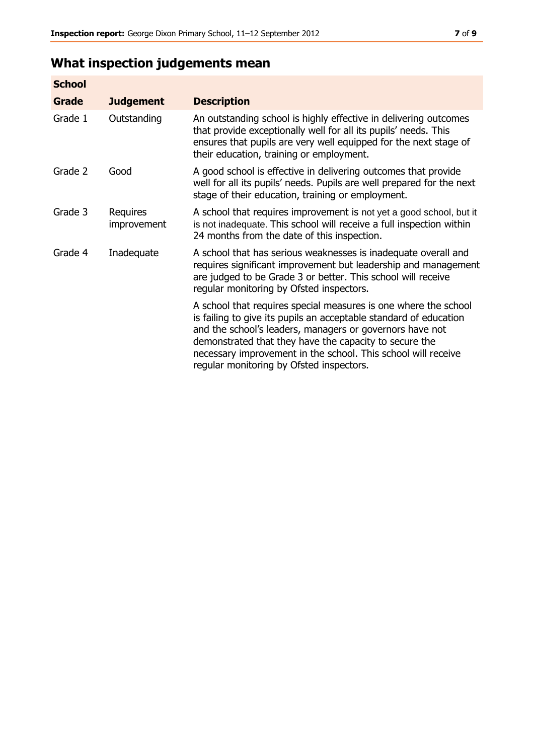## What inspection judgements mean

| School | | |
|---|---|---|
| **Grade** | **Judgement** | **Description** |
| Grade 1 | Outstanding | An outstanding school is highly effective in delivering outcomes that provide exceptionally well for all its pupils' needs. This ensures that pupils are very well equipped for the next stage of their education, training or employment. |
| Grade 2 | Good | A good school is effective in delivering outcomes that provide well for all its pupils' needs. Pupils are well prepared for the next stage of their education, training or employment. |
| Grade 3 | Requires improvement | A school that requires improvement is not yet a good school, but it is not inadequate. This school will receive a full inspection within 24 months from the date of this inspection. |
| Grade 4 | Inadequate | A school that has serious weaknesses is inadequate overall and requires significant improvement but leadership and management are judged to be Grade 3 or better. This school will receive regular monitoring by Ofsted inspectors. |
| | | A school that requires special measures is one where the school is failing to give its pupils an acceptable standard of education and the school's leaders, managers or governors have not demonstrated that they have the capacity to secure the necessary improvement in the school. This school will receive regular monitoring by Ofsted inspectors. |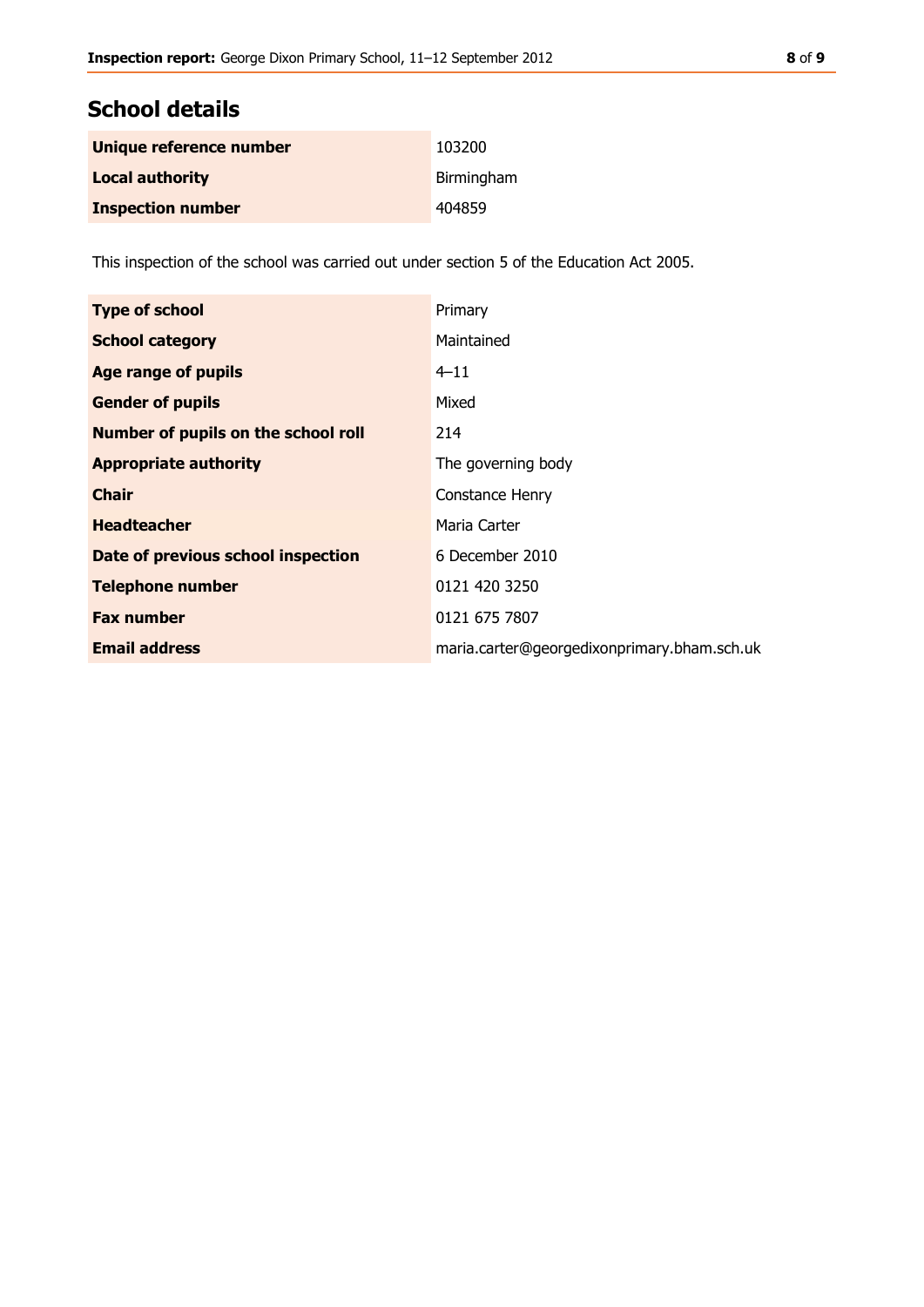## School details

| | |
|---|---|
| **Unique reference number** | 103200 |
| **Local authority** | Birmingham |
| **Inspection number** | 404859 |

This inspection of the school was carried out under section 5 of the Education Act 2005.

| | |
|---|---|
| **Type of school** | Primary |
| **School category** | Maintained |
| **Age range of pupils** | 4–11 |
| **Gender of pupils** | Mixed |
| **Number of pupils on the school roll** | 214 |
| **Appropriate authority** | The governing body |
| **Chair** | Constance Henry |
| **Headteacher** | Maria Carter |
| **Date of previous school inspection** | 6 December 2010 |
| **Telephone number** | 0121 420 3250 |
| **Fax number** | 0121 675 7807 |
| **Email address** | maria.carter@georgedixonprimary.bham.sch.uk |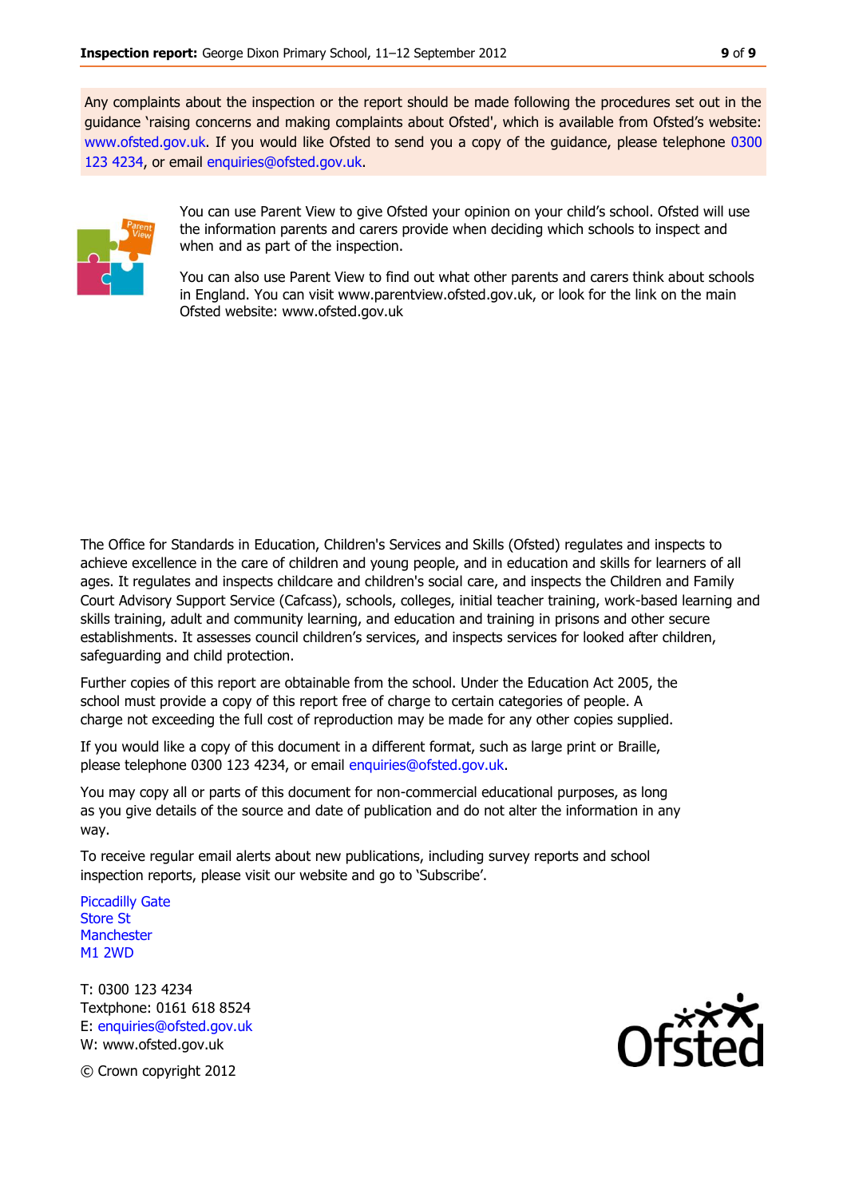Any complaints about the inspection or the report should be made following the procedures set out in the guidance 'raising concerns and making complaints about Ofsted', which is available from Ofsted's website: www.ofsted.gov.uk. If you would like Ofsted to send you a copy of the guidance, please telephone 0300 123 4234, or email enquiries@ofsted.gov.uk.

You can use Parent View to give Ofsted your opinion on your child's school. Ofsted will use the information parents and carers provide when deciding which schools to inspect and when and as part of the inspection.

You can also use Parent View to find out what other parents and carers think about schools in England. You can visit www.parentview.ofsted.gov.uk, or look for the link on the main Ofsted website: www.ofsted.gov.uk

The Office for Standards in Education, Children's Services and Skills (Ofsted) regulates and inspects to achieve excellence in the care of children and young people, and in education and skills for learners of all ages. It regulates and inspects childcare and children's social care, and inspects the Children and Family Court Advisory Support Service (Cafcass), schools, colleges, initial teacher training, work-based learning and skills training, adult and community learning, and education and training in prisons and other secure establishments. It assesses council children's services, and inspects services for looked after children, safeguarding and child protection.

Further copies of this report are obtainable from the school. Under the Education Act 2005, the school must provide a copy of this report free of charge to certain categories of people. A charge not exceeding the full cost of reproduction may be made for any other copies supplied.

If you would like a copy of this document in a different format, such as large print or Braille, please telephone 0300 123 4234, or email enquiries@ofsted.gov.uk.

You may copy all or parts of this document for non-commercial educational purposes, as long as you give details of the source and date of publication and do not alter the information in any way.

To receive regular email alerts about new publications, including survey reports and school inspection reports, please visit our website and go to 'Subscribe'.

Piccadilly Gate
Store St
Manchester
M1 2WD

T: 0300 123 4234
Textphone: 0161 618 8524
E: enquiries@ofsted.gov.uk
W: www.ofsted.gov.uk

© Crown copyright 2012